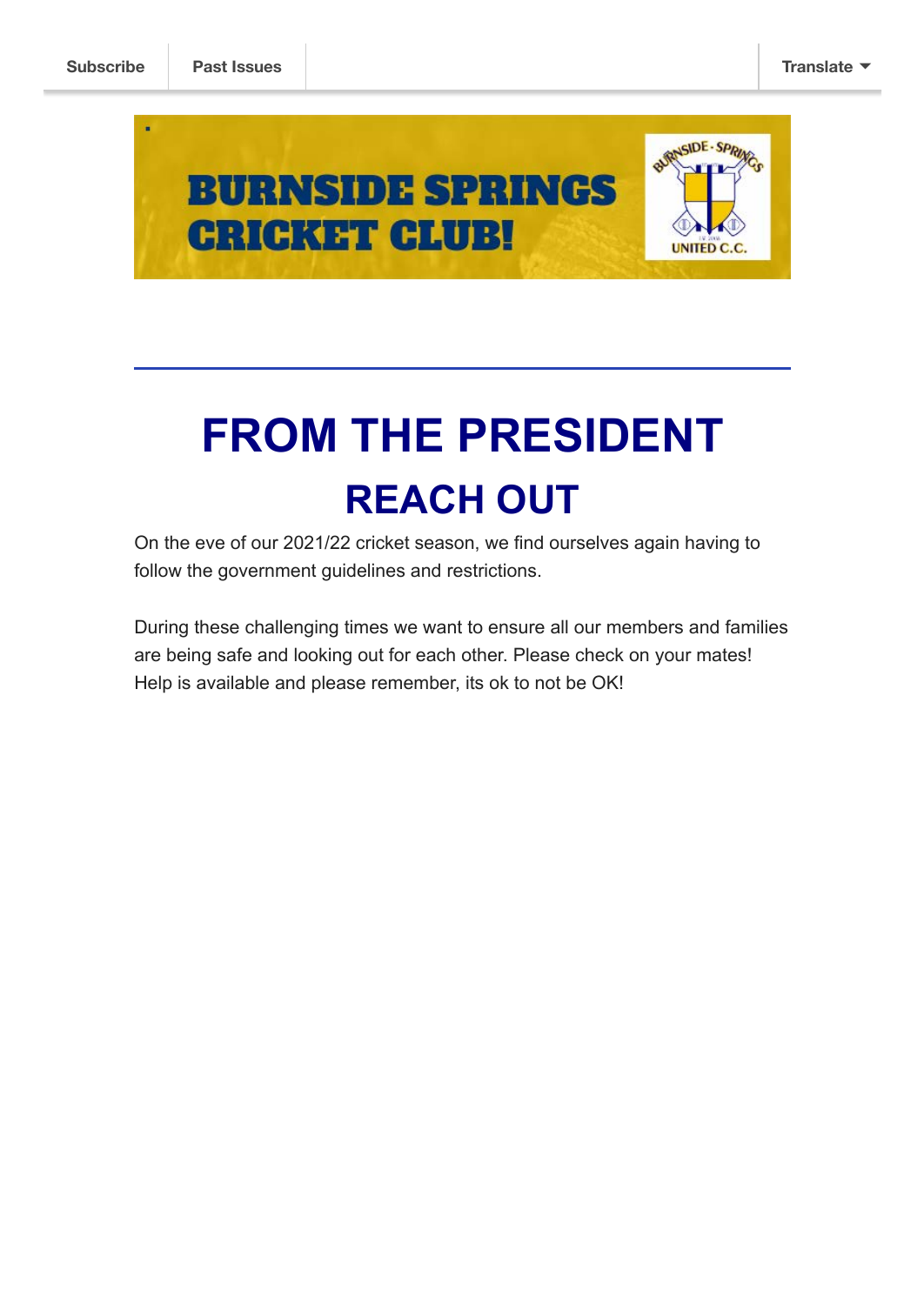Subscribe | Past Issues | Translate

BURNSIDE SPRINGS CRICKET CLUB!

# FROM THE PRESIDENT

## REACH OUT

On the eve of our 2021/22 cricket season, we find ourselves again having to follow the government guidelines and restrictions.

During these challenging times we want to ensure all our members and families are being safe and looking out for each other. Please check on your mates! Help is available and please remember, its ok to not be OK!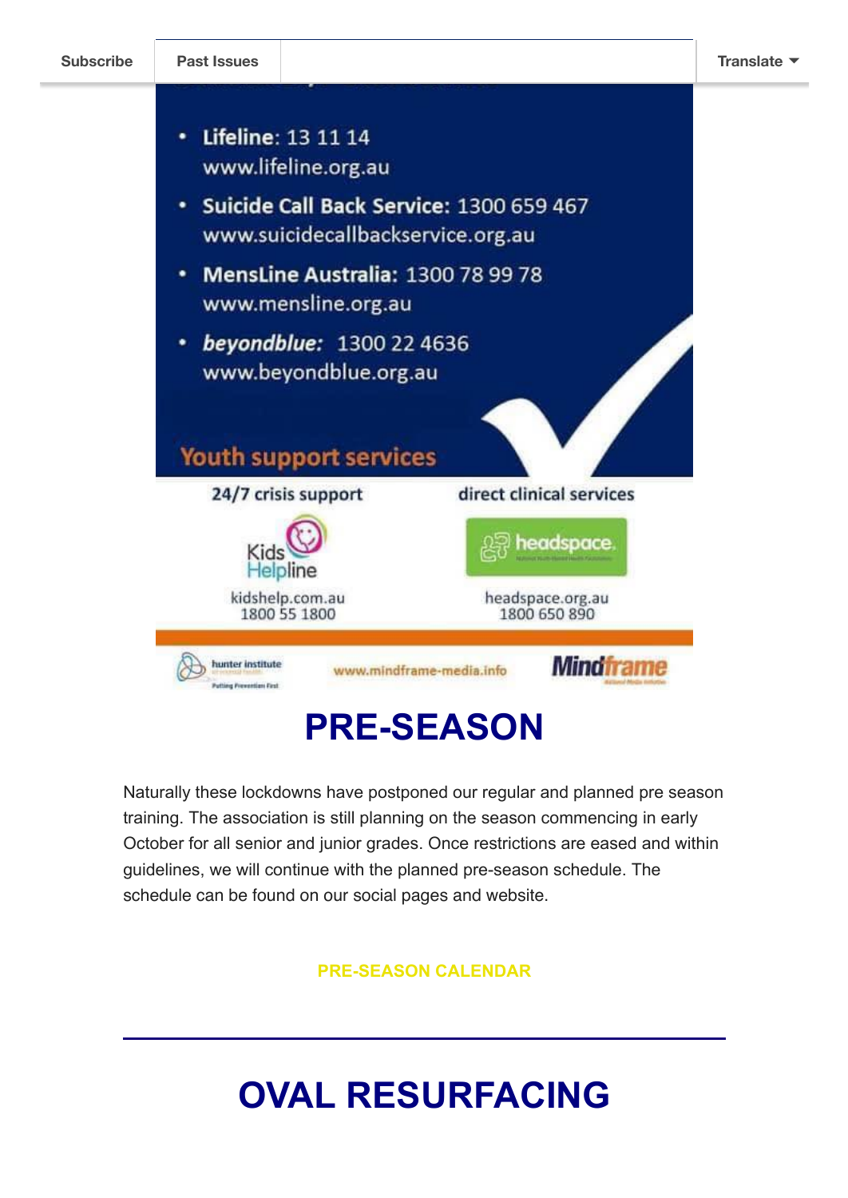Subscribe | Past Issues | Translate

- **Lifeline**: 13 11 14
  www.lifeline.org.au
- **Suicide Call Back Service:** 1300 659 467
  www.suicidecallbackservice.org.au
- **MensLine Australia:** 1300 78 99 78
  www.mensline.org.au
- ***beyondblue:*** 1300 22 4636
  www.beyondblue.org.au

**Youth support services**

| 24/7 crisis support | direct clinical services |
|---|---|
| Kids Helpline | headspace |
| kidshelp.com.au 1800 55 1800 | headspace.org.au 1800 650 890 |

hunter institute — Putting Prevention First | www.mindframe-media.info | Mindframe

# PRE-SEASON

Naturally these lockdowns have postponed our regular and planned pre season training. The association is still planning on the season commencing in early October for all senior and junior grades. Once restrictions are eased and within guidelines, we will continue with the planned pre-season schedule. The schedule can be found on our social pages and website.

**PRE-SEASON CALENDAR**

---

# OVAL RESURFACING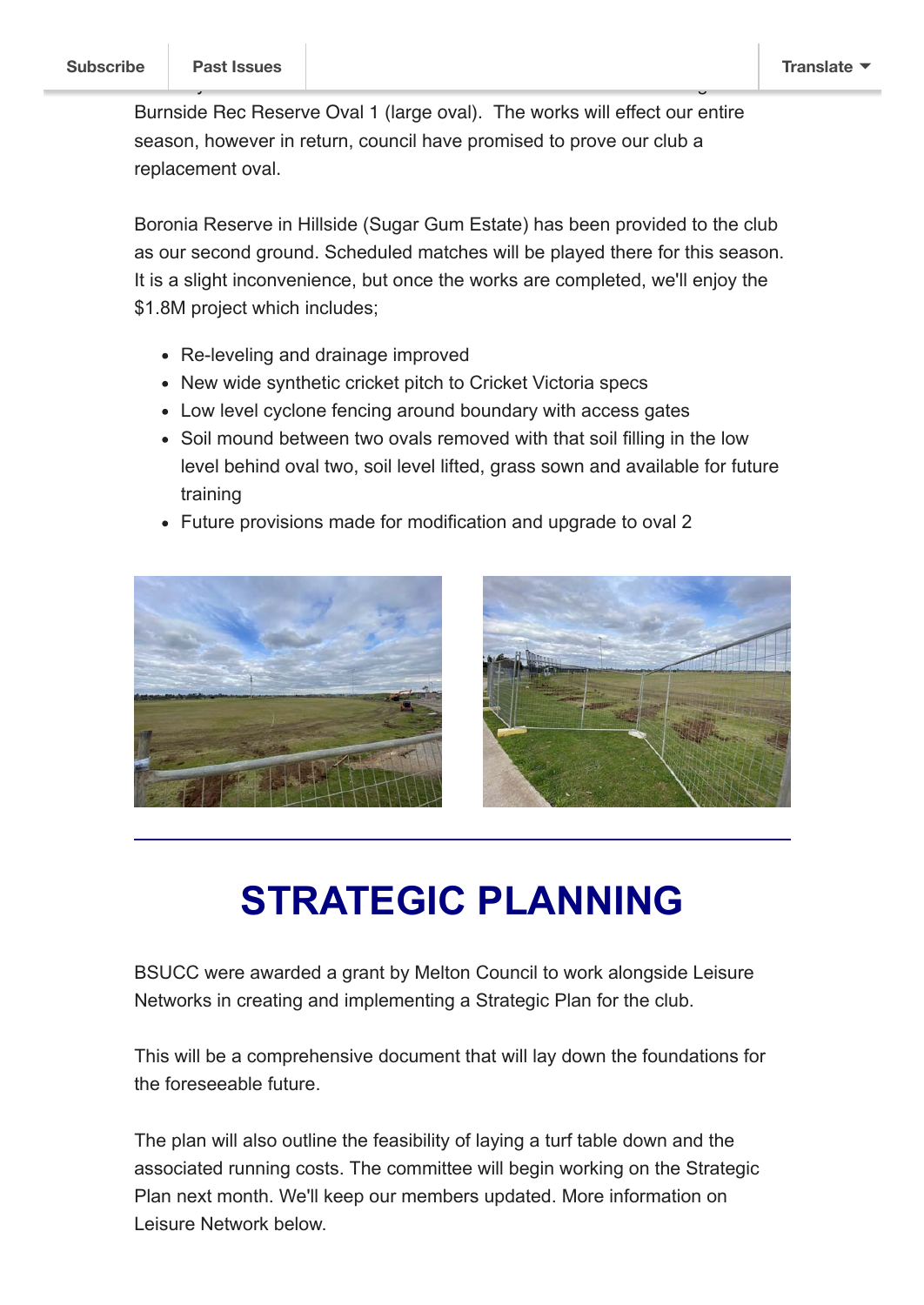Burnside Rec Reserve Oval 1 (large oval). The works will effect our entire season, however in return, council have promised to prove our club a replacement oval.

Boronia Reserve in Hillside (Sugar Gum Estate) has been provided to the club as our second ground. Scheduled matches will be played there for this season. It is a slight inconvenience, but once the works are completed, we'll enjoy the $1.8M project which includes;

- Re-leveling and drainage improved
- New wide synthetic cricket pitch to Cricket Victoria specs
- Low level cyclone fencing around boundary with access gates
- Soil mound between two ovals removed with that soil filling in the low level behind oval two, soil level lifted, grass sown and available for future training
- Future provisions made for modification and upgrade to oval 2

# STRATEGIC PLANNING

BSUCC were awarded a grant by Melton Council to work alongside Leisure Networks in creating and implementing a Strategic Plan for the club.

This will be a comprehensive document that will lay down the foundations for the foreseeable future.

The plan will also outline the feasibility of laying a turf table down and the associated running costs. The committee will begin working on the Strategic Plan next month. We'll keep our members updated. More information on Leisure Network below.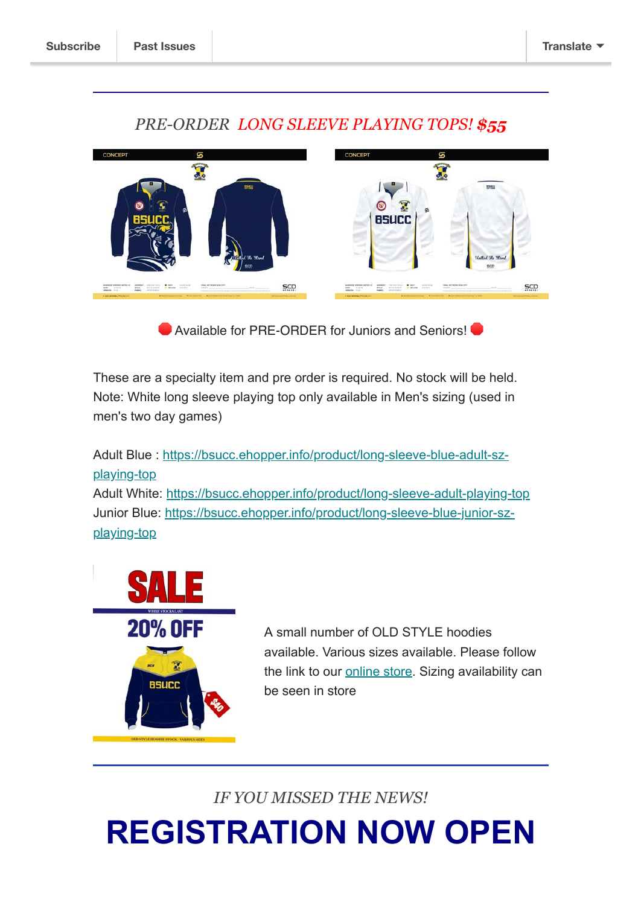## *PRE-ORDER* *LONG SLEEVE PLAYING TOPS! $55*

🛑 Available for PRE-ORDER for Juniors and Seniors! 🛑

These are a specialty item and pre order is required. No stock will be held.
Note: White long sleeve playing top only available in Men's sizing (used in men's two day games)

Adult Blue : https://bsucc.ehopper.info/product/long-sleeve-blue-adult-sz-playing-top
Adult White: https://bsucc.ehopper.info/product/long-sleeve-adult-playing-top
Junior Blue: https://bsucc.ehopper.info/product/long-sleeve-blue-junior-sz-playing-top

A small number of OLD STYLE hoodies available. Various sizes available. Please follow the link to our online store. Sizing availability can be seen in store

*IF YOU MISSED THE NEWS!*

# REGISTRATION NOW OPEN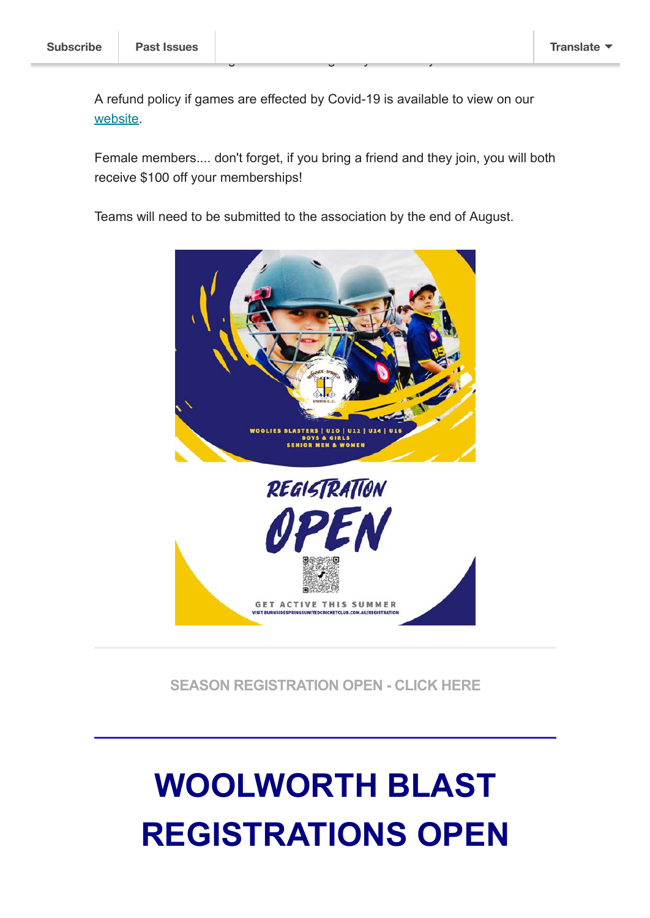A refund policy if games are effected by Covid-19 is available to view on our [website](website).

Female members.... don't forget, if you bring a friend and they join, you will both receive $100 off your memberships!

Teams will need to be submitted to the association by the end of August.

SEASON REGISTRATION OPEN - CLICK HERE

# WOOLWORTH BLAST REGISTRATIONS OPEN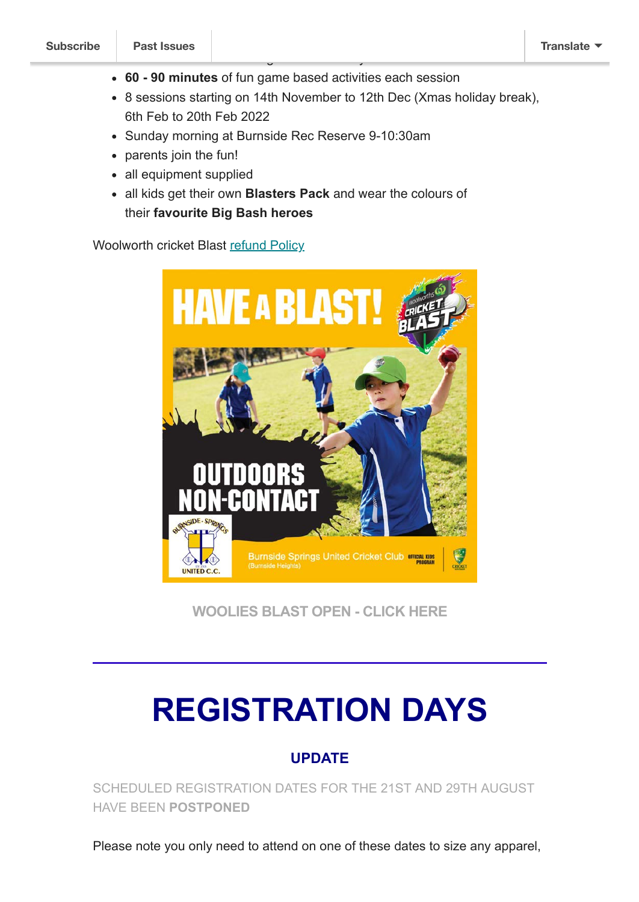- **60 - 90 minutes** of fun game based activities each session
- 8 sessions starting on 14th November to 12th Dec (Xmas holiday break), 6th Feb to 20th Feb 2022
- Sunday morning at Burnside Rec Reserve 9-10:30am
- parents join the fun!
- all equipment supplied
- all kids get their own **Blasters Pack** and wear the colours of their **favourite Big Bash heroes**

Woolworth cricket Blast refund Policy

WOOLIES BLAST OPEN - CLICK HERE

---

# REGISTRATION DAYS

### UPDATE

SCHEDULED REGISTRATION DATES FOR THE 21ST AND 29TH AUGUST HAVE BEEN **POSTPONED**

Please note you only need to attend on one of these dates to size any apparel,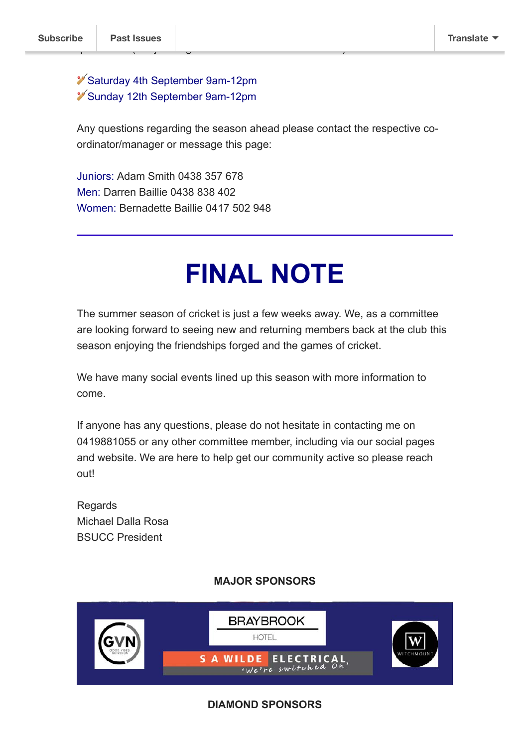🏏Saturday 4th September 9am-12pm
🏏Sunday 12th September 9am-12pm

Any questions regarding the season ahead please contact the respective co-ordinator/manager or message this page:

Juniors: Adam Smith 0438 357 678
Men: Darren Baillie 0438 838 402
Women: Bernadette Baillie 0417 502 948

---

# FINAL NOTE

The summer season of cricket is just a few weeks away. We, as a committee are looking forward to seeing new and returning members back at the club this season enjoying the friendships forged and the games of cricket.

We have many social events lined up this season with more information to come.

If anyone has any questions, please do not hesitate in contacting me on 0419881055 or any other committee member, including via our social pages and website. We are here to help get our community active so please reach out!

Regards
Michael Dalla Rosa
BSUCC President

**MAJOR SPONSORS**

GVN GOOD VIBES NUTRITION
BRAYBROOK HOTEL
S A WILDE ELECTRICAL 'We're switched On'
W WITCHMOUNT

**DIAMOND SPONSORS**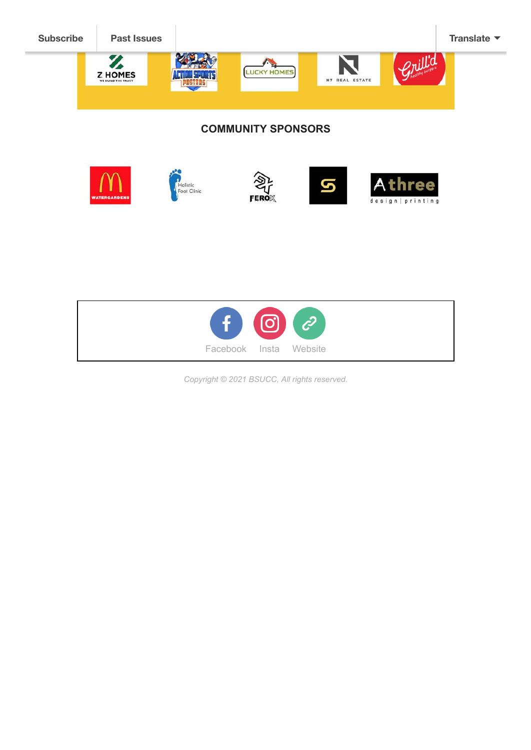Subscribe | Past Issues | Translate

## COMMUNITY SPONSORS

Facebook Insta Website

*Copyright © 2021 BSUCC, All rights reserved.*